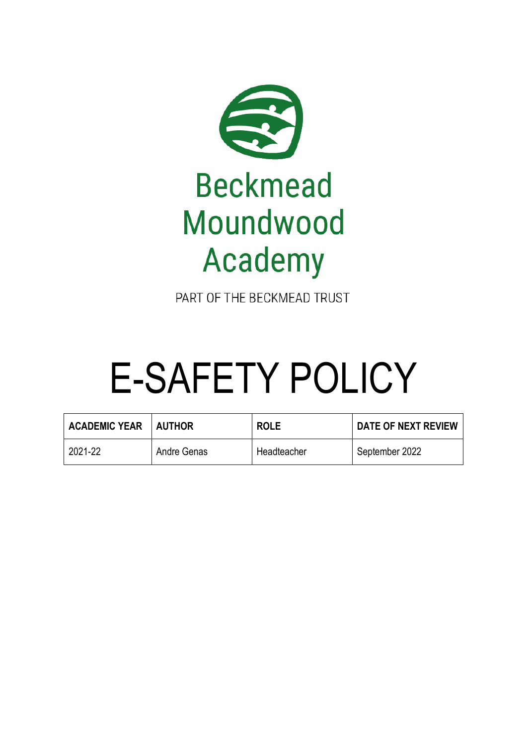Beckmead Moundwood Academy

PART OF THE BECKMEAD TRUST

# E-SAFETY POLICY

| ACADEMIC YEAR | AUTHOR | ROLE | DATE OF NEXT REVIEW |
| --- | --- | --- | --- |
| 2021-22 | Andre Genas | Headteacher | September 2022 |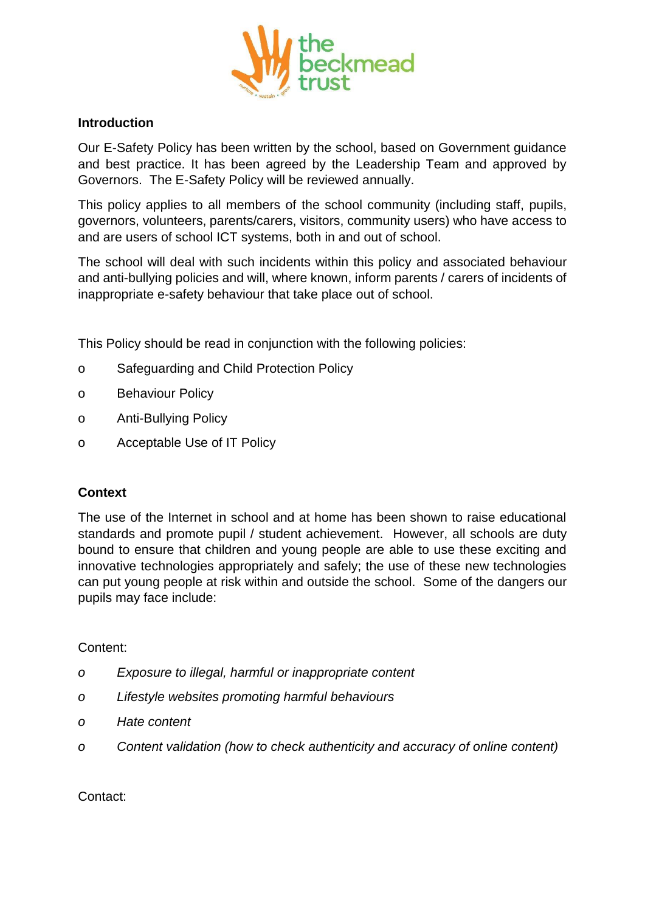**Introduction**

Our E-Safety Policy has been written by the school, based on Government guidance and best practice. It has been agreed by the Leadership Team and approved by Governors. The E-Safety Policy will be reviewed annually.

This policy applies to all members of the school community (including staff, pupils, governors, volunteers, parents/carers, visitors, community users) who have access to and are users of school ICT systems, both in and out of school.

The school will deal with such incidents within this policy and associated behaviour and anti-bullying policies and will, where known, inform parents / carers of incidents of inappropriate e-safety behaviour that take place out of school.

This Policy should be read in conjunction with the following policies:

- Safeguarding and Child Protection Policy
- Behaviour Policy
- Anti-Bullying Policy
- Acceptable Use of IT Policy

**Context**

The use of the Internet in school and at home has been shown to raise educational standards and promote pupil / student achievement. However, all schools are duty bound to ensure that children and young people are able to use these exciting and innovative technologies appropriately and safely; the use of these new technologies can put young people at risk within and outside the school. Some of the dangers our pupils may face include:

Content:

- *Exposure to illegal, harmful or inappropriate content*
- *Lifestyle websites promoting harmful behaviours*
- *Hate content*
- *Content validation (how to check authenticity and accuracy of online content)*

Contact: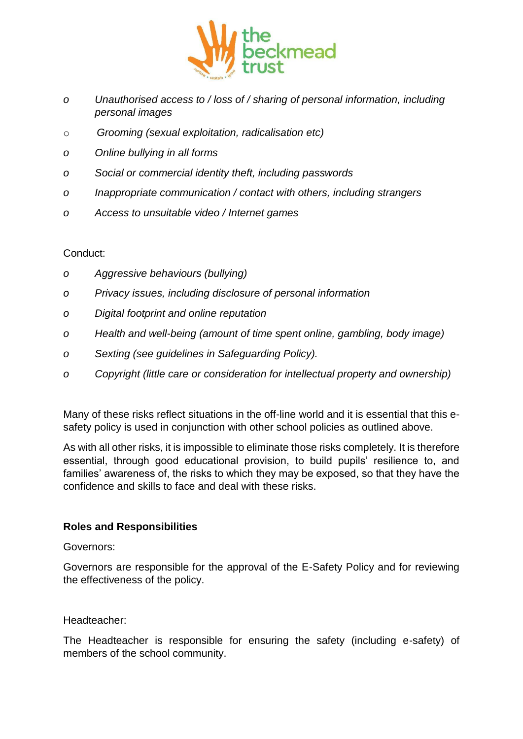- *Unauthorised access to / loss of / sharing of personal information, including personal images*
- *Grooming (sexual exploitation, radicalisation etc)*
- *Online bullying in all forms*
- *Social or commercial identity theft, including passwords*
- *Inappropriate communication / contact with others, including strangers*
- *Access to unsuitable video / Internet games*

Conduct:

- *Aggressive behaviours (bullying)*
- *Privacy issues, including disclosure of personal information*
- *Digital footprint and online reputation*
- *Health and well-being (amount of time spent online, gambling, body image)*
- *Sexting (see guidelines in Safeguarding Policy).*
- *Copyright (little care or consideration for intellectual property and ownership)*

Many of these risks reflect situations in the off-line world and it is essential that this e-safety policy is used in conjunction with other school policies as outlined above.

As with all other risks, it is impossible to eliminate those risks completely. It is therefore essential, through good educational provision, to build pupils' resilience to, and families' awareness of, the risks to which they may be exposed, so that they have the confidence and skills to face and deal with these risks.

**Roles and Responsibilities**

Governors:

Governors are responsible for the approval of the E-Safety Policy and for reviewing the effectiveness of the policy.

Headteacher:

The Headteacher is responsible for ensuring the safety (including e-safety) of members of the school community.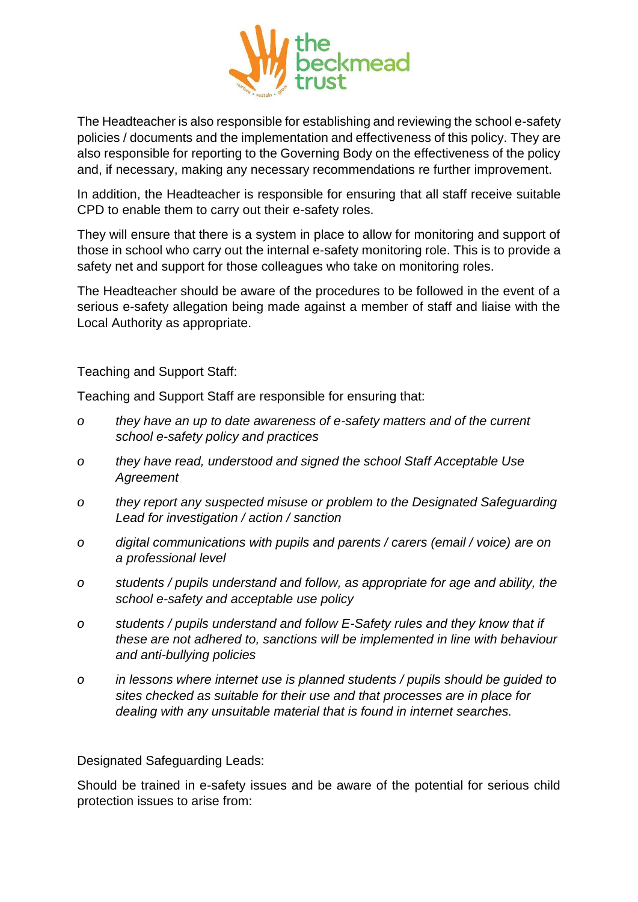The Headteacher is also responsible for establishing and reviewing the school e-safety policies / documents and the implementation and effectiveness of this policy. They are also responsible for reporting to the Governing Body on the effectiveness of the policy and, if necessary, making any necessary recommendations re further improvement.

In addition, the Headteacher is responsible for ensuring that all staff receive suitable CPD to enable them to carry out their e-safety roles.

They will ensure that there is a system in place to allow for monitoring and support of those in school who carry out the internal e-safety monitoring role. This is to provide a safety net and support for those colleagues who take on monitoring roles.

The Headteacher should be aware of the procedures to be followed in the event of a serious e-safety allegation being made against a member of staff and liaise with the Local Authority as appropriate.

Teaching and Support Staff:

Teaching and Support Staff are responsible for ensuring that:

- *they have an up to date awareness of e-safety matters and of the current school e-safety policy and practices*
- *they have read, understood and signed the school Staff Acceptable Use Agreement*
- *they report any suspected misuse or problem to the Designated Safeguarding Lead for investigation / action / sanction*
- *digital communications with pupils and parents / carers (email / voice) are on a professional level*
- *students / pupils understand and follow, as appropriate for age and ability, the school e-safety and acceptable use policy*
- *students / pupils understand and follow E-Safety rules and they know that if these are not adhered to, sanctions will be implemented in line with behaviour and anti-bullying policies*
- *in lessons where internet use is planned students / pupils should be guided to sites checked as suitable for their use and that processes are in place for dealing with any unsuitable material that is found in internet searches.*

Designated Safeguarding Leads:

Should be trained in e-safety issues and be aware of the potential for serious child protection issues to arise from: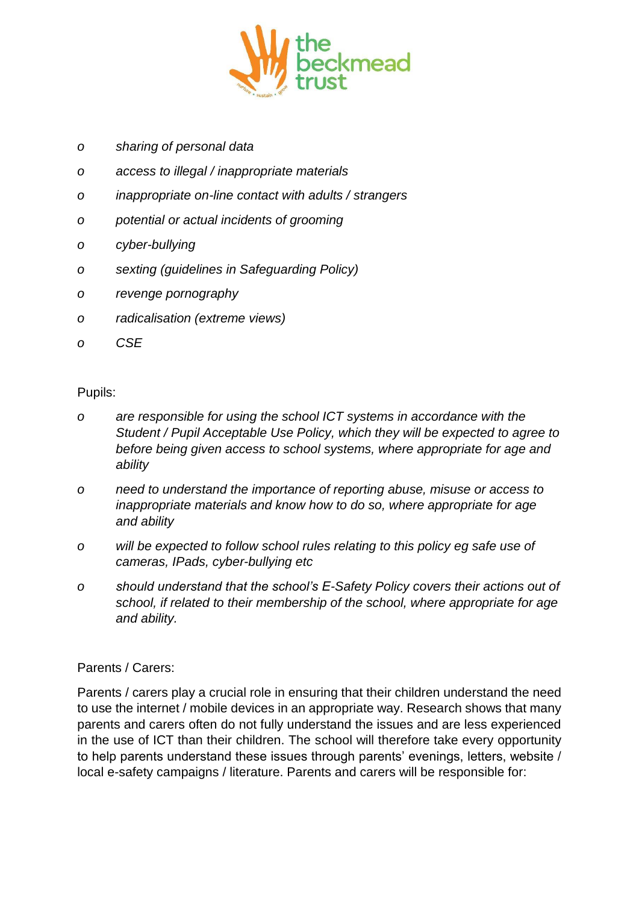- *sharing of personal data*
- *access to illegal / inappropriate materials*
- *inappropriate on-line contact with adults / strangers*
- *potential or actual incidents of grooming*
- *cyber-bullying*
- *sexting (guidelines in Safeguarding Policy)*
- *revenge pornography*
- *radicalisation (extreme views)*
- *CSE*

Pupils:

- *are responsible for using the school ICT systems in accordance with the Student / Pupil Acceptable Use Policy, which they will be expected to agree to before being given access to school systems, where appropriate for age and ability*
- *need to understand the importance of reporting abuse, misuse or access to inappropriate materials and know how to do so, where appropriate for age and ability*
- *will be expected to follow school rules relating to this policy eg safe use of cameras, IPads, cyber-bullying etc*
- *should understand that the school's E-Safety Policy covers their actions out of school, if related to their membership of the school, where appropriate for age and ability.*

Parents / Carers:

Parents / carers play a crucial role in ensuring that their children understand the need to use the internet / mobile devices in an appropriate way. Research shows that many parents and carers often do not fully understand the issues and are less experienced in the use of ICT than their children. The school will therefore take every opportunity to help parents understand these issues through parents' evenings, letters, website / local e-safety campaigns / literature. Parents and carers will be responsible for: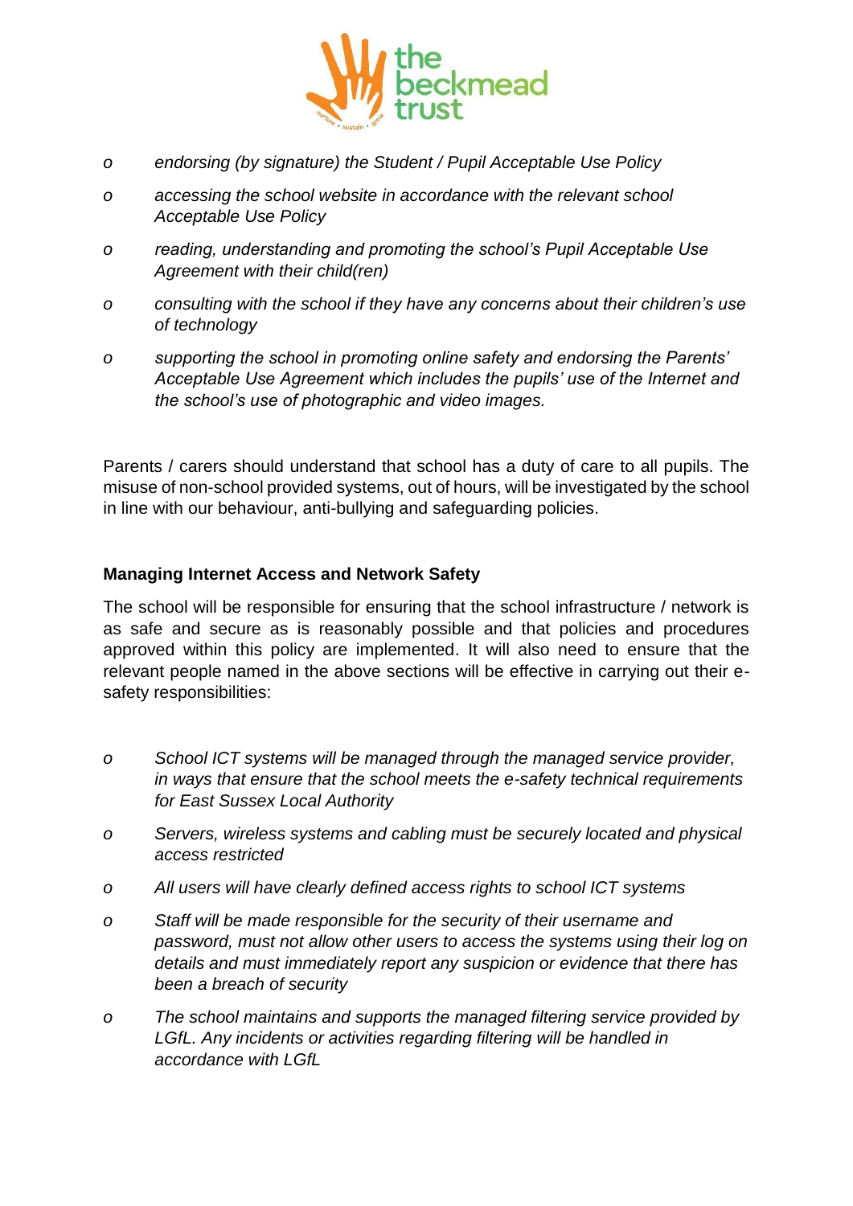- *endorsing (by signature) the Student / Pupil Acceptable Use Policy*
- *accessing the school website in accordance with the relevant school Acceptable Use Policy*
- *reading, understanding and promoting the school's Pupil Acceptable Use Agreement with their child(ren)*
- *consulting with the school if they have any concerns about their children's use of technology*
- *supporting the school in promoting online safety and endorsing the Parents' Acceptable Use Agreement which includes the pupils' use of the Internet and the school's use of photographic and video images.*

Parents / carers should understand that school has a duty of care to all pupils. The misuse of non-school provided systems, out of hours, will be investigated by the school in line with our behaviour, anti-bullying and safeguarding policies.

**Managing Internet Access and Network Safety**

The school will be responsible for ensuring that the school infrastructure / network is as safe and secure as is reasonably possible and that policies and procedures approved within this policy are implemented. It will also need to ensure that the relevant people named in the above sections will be effective in carrying out their e-safety responsibilities:

- *School ICT systems will be managed through the managed service provider, in ways that ensure that the school meets the e-safety technical requirements for East Sussex Local Authority*
- *Servers, wireless systems and cabling must be securely located and physical access restricted*
- *All users will have clearly defined access rights to school ICT systems*
- *Staff will be made responsible for the security of their username and password, must not allow other users to access the systems using their log on details and must immediately report any suspicion or evidence that there has been a breach of security*
- *The school maintains and supports the managed filtering service provided by LGfL. Any incidents or activities regarding filtering will be handled in accordance with LGfL*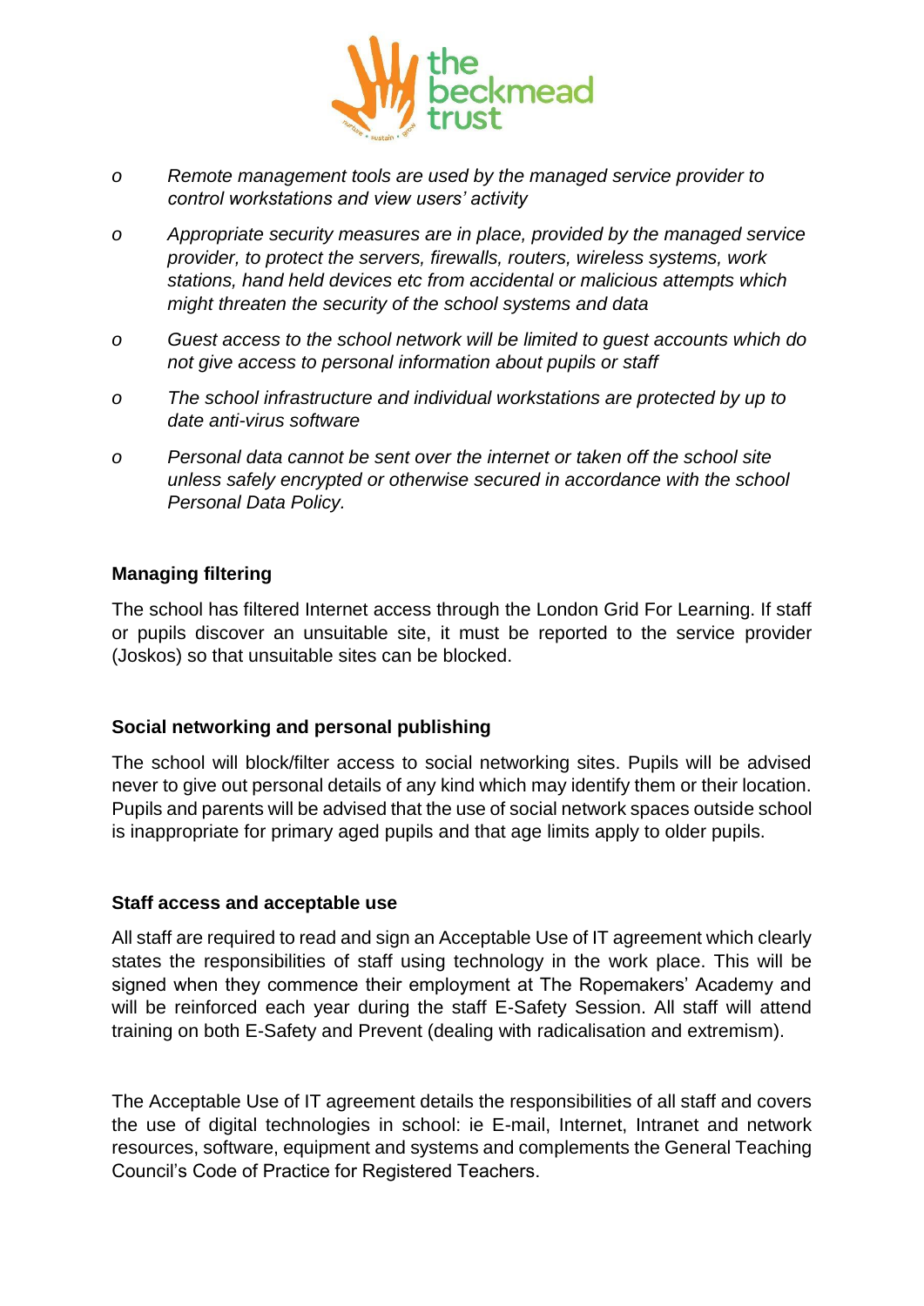- *Remote management tools are used by the managed service provider to control workstations and view users' activity*
- *Appropriate security measures are in place, provided by the managed service provider, to protect the servers, firewalls, routers, wireless systems, work stations, hand held devices etc from accidental or malicious attempts which might threaten the security of the school systems and data*
- *Guest access to the school network will be limited to guest accounts which do not give access to personal information about pupils or staff*
- *The school infrastructure and individual workstations are protected by up to date anti-virus software*
- *Personal data cannot be sent over the internet or taken off the school site unless safely encrypted or otherwise secured in accordance with the school Personal Data Policy.*

**Managing filtering**

The school has filtered Internet access through the London Grid For Learning. If staff or pupils discover an unsuitable site, it must be reported to the service provider (Joskos) so that unsuitable sites can be blocked.

**Social networking and personal publishing**

The school will block/filter access to social networking sites. Pupils will be advised never to give out personal details of any kind which may identify them or their location. Pupils and parents will be advised that the use of social network spaces outside school is inappropriate for primary aged pupils and that age limits apply to older pupils.

**Staff access and acceptable use**

All staff are required to read and sign an Acceptable Use of IT agreement which clearly states the responsibilities of staff using technology in the work place. This will be signed when they commence their employment at The Ropemakers' Academy and will be reinforced each year during the staff E-Safety Session. All staff will attend training on both E-Safety and Prevent (dealing with radicalisation and extremism).

The Acceptable Use of IT agreement details the responsibilities of all staff and covers the use of digital technologies in school: ie E-mail, Internet, Intranet and network resources, software, equipment and systems and complements the General Teaching Council's Code of Practice for Registered Teachers.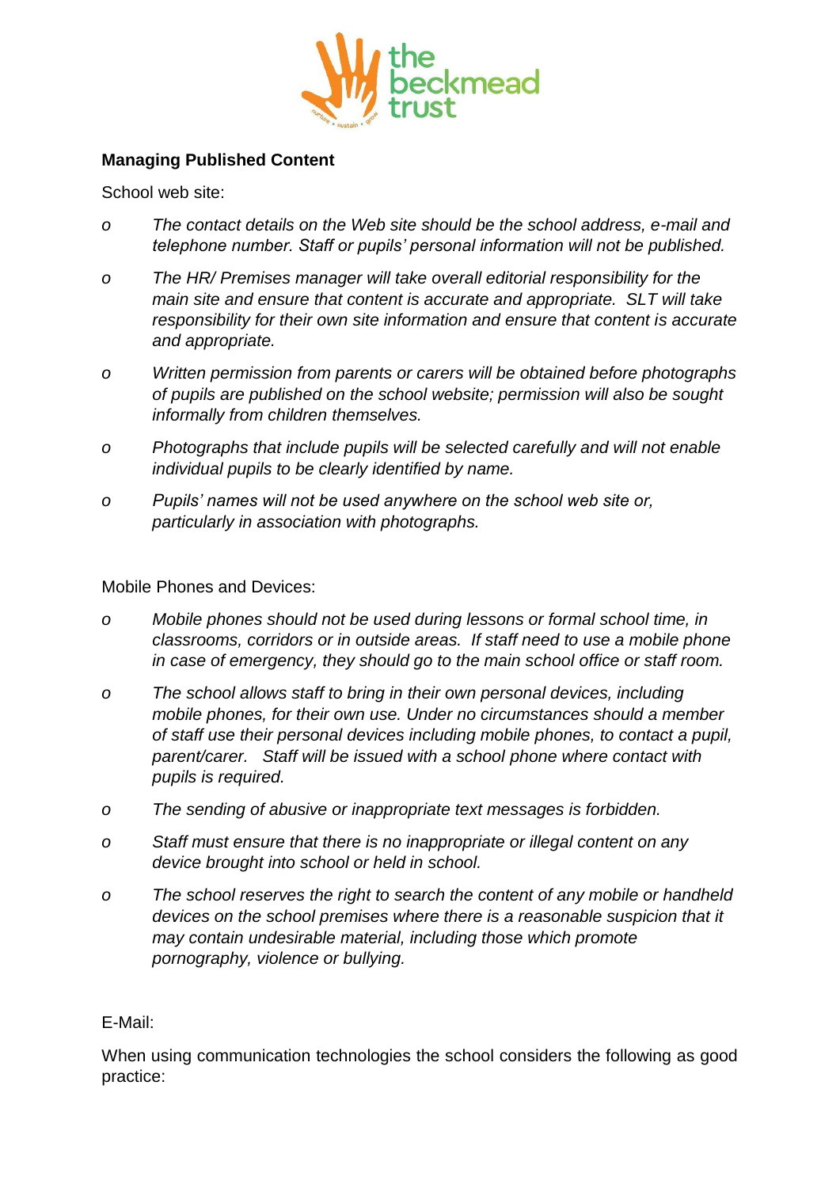**Managing Published Content**

School web site:

- *The contact details on the Web site should be the school address, e-mail and telephone number. Staff or pupils' personal information will not be published.*
- *The HR/ Premises manager will take overall editorial responsibility for the main site and ensure that content is accurate and appropriate. SLT will take responsibility for their own site information and ensure that content is accurate and appropriate.*
- *Written permission from parents or carers will be obtained before photographs of pupils are published on the school website; permission will also be sought informally from children themselves.*
- *Photographs that include pupils will be selected carefully and will not enable individual pupils to be clearly identified by name.*
- *Pupils' names will not be used anywhere on the school web site or, particularly in association with photographs.*

Mobile Phones and Devices:

- *Mobile phones should not be used during lessons or formal school time, in classrooms, corridors or in outside areas. If staff need to use a mobile phone in case of emergency, they should go to the main school office or staff room.*
- *The school allows staff to bring in their own personal devices, including mobile phones, for their own use. Under no circumstances should a member of staff use their personal devices including mobile phones, to contact a pupil, parent/carer. Staff will be issued with a school phone where contact with pupils is required.*
- *The sending of abusive or inappropriate text messages is forbidden.*
- *Staff must ensure that there is no inappropriate or illegal content on any device brought into school or held in school.*
- *The school reserves the right to search the content of any mobile or handheld devices on the school premises where there is a reasonable suspicion that it may contain undesirable material, including those which promote pornography, violence or bullying.*

E-Mail:

When using communication technologies the school considers the following as good practice: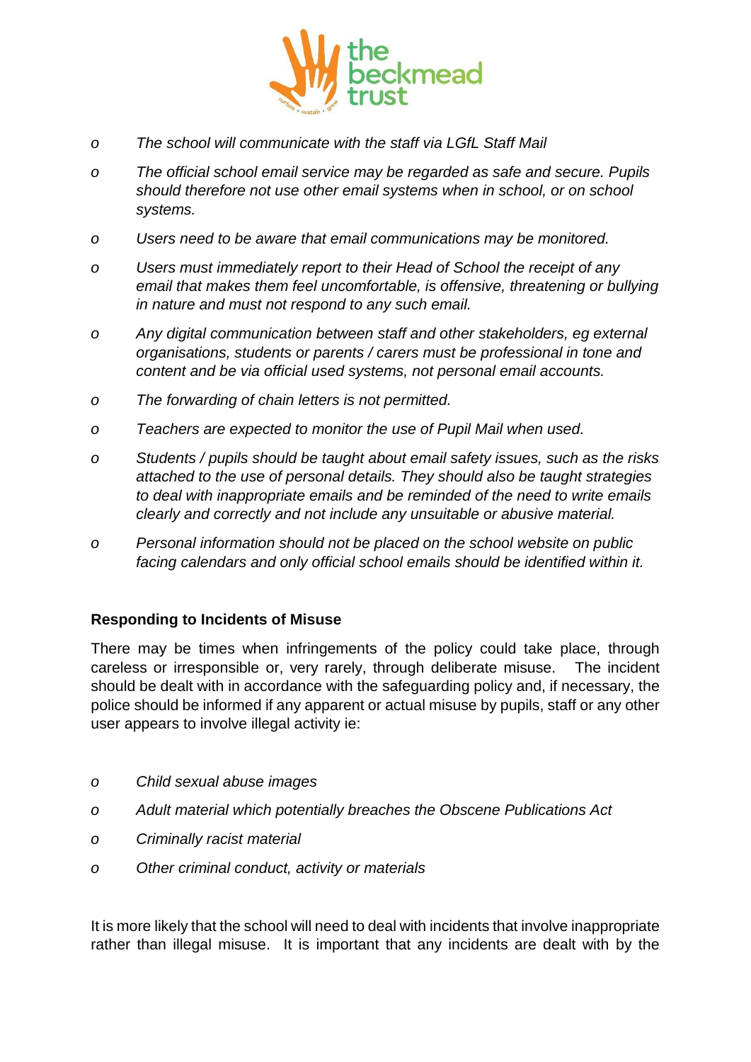- *The school will communicate with the staff via LGfL Staff Mail*
- *The official school email service may be regarded as safe and secure. Pupils should therefore not use other email systems when in school, or on school systems.*
- *Users need to be aware that email communications may be monitored.*
- *Users must immediately report to their Head of School the receipt of any email that makes them feel uncomfortable, is offensive, threatening or bullying in nature and must not respond to any such email.*
- *Any digital communication between staff and other stakeholders, eg external organisations, students or parents / carers must be professional in tone and content and be via official used systems, not personal email accounts.*
- *The forwarding of chain letters is not permitted.*
- *Teachers are expected to monitor the use of Pupil Mail when used.*
- *Students / pupils should be taught about email safety issues, such as the risks attached to the use of personal details. They should also be taught strategies to deal with inappropriate emails and be reminded of the need to write emails clearly and correctly and not include any unsuitable or abusive material.*
- *Personal information should not be placed on the school website on public facing calendars and only official school emails should be identified within it.*

**Responding to Incidents of Misuse**

There may be times when infringements of the policy could take place, through careless or irresponsible or, very rarely, through deliberate misuse. The incident should be dealt with in accordance with the safeguarding policy and, if necessary, the police should be informed if any apparent or actual misuse by pupils, staff or any other user appears to involve illegal activity ie:

- *Child sexual abuse images*
- *Adult material which potentially breaches the Obscene Publications Act*
- *Criminally racist material*
- *Other criminal conduct, activity or materials*

It is more likely that the school will need to deal with incidents that involve inappropriate rather than illegal misuse. It is important that any incidents are dealt with by the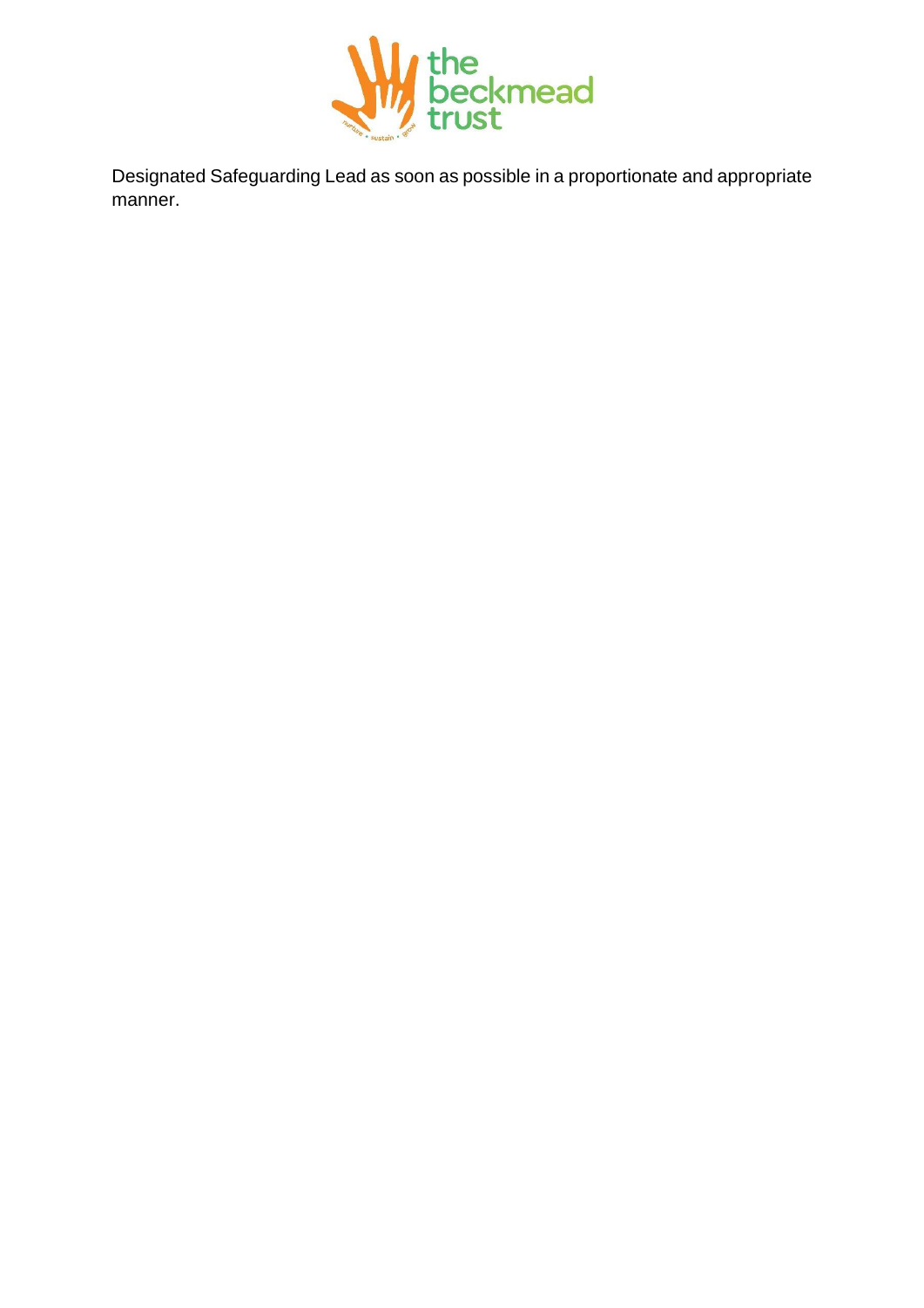Designated Safeguarding Lead as soon as possible in a proportionate and appropriate manner.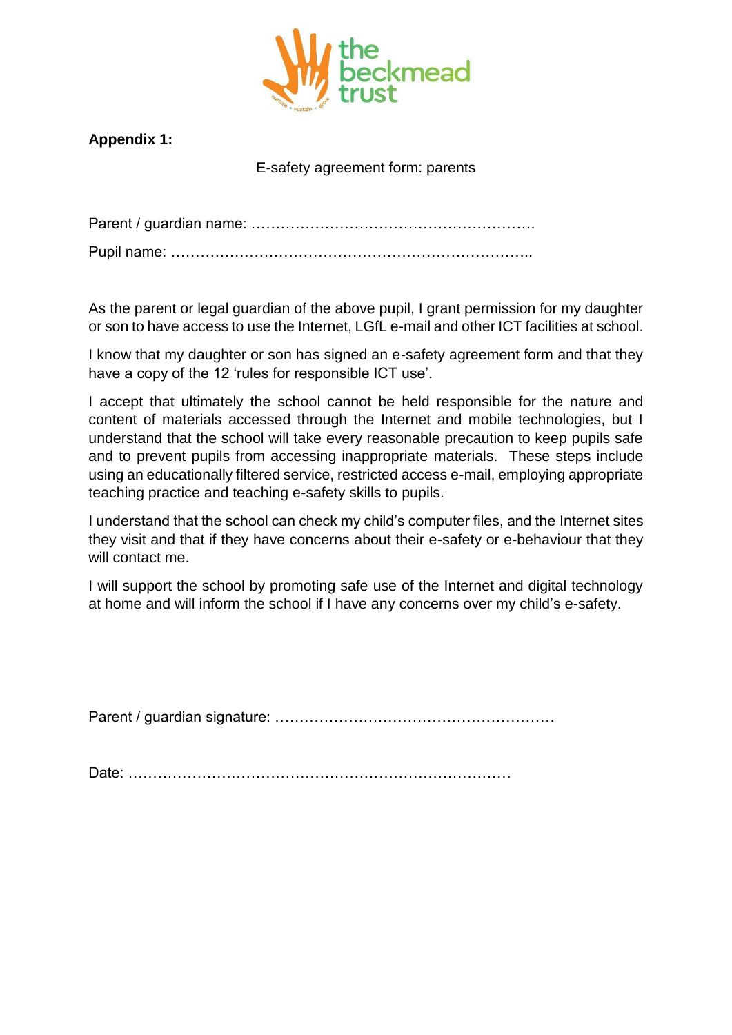**Appendix 1:**

E-safety agreement form: parents

Parent / guardian name: ………………………………………………….

Pupil name: ……………………………………………………………..

As the parent or legal guardian of the above pupil, I grant permission for my daughter or son to have access to use the Internet, LGfL e-mail and other ICT facilities at school.

I know that my daughter or son has signed an e-safety agreement form and that they have a copy of the 12 'rules for responsible ICT use'.

I accept that ultimately the school cannot be held responsible for the nature and content of materials accessed through the Internet and mobile technologies, but I understand that the school will take every reasonable precaution to keep pupils safe and to prevent pupils from accessing inappropriate materials. These steps include using an educationally filtered service, restricted access e-mail, employing appropriate teaching practice and teaching e-safety skills to pupils.

I understand that the school can check my child's computer files, and the Internet sites they visit and that if they have concerns about their e-safety or e-behaviour that they will contact me.

I will support the school by promoting safe use of the Internet and digital technology at home and will inform the school if I have any concerns over my child's e-safety.

Parent / guardian signature: …………………………………………………

Date: ……………………………………………………………………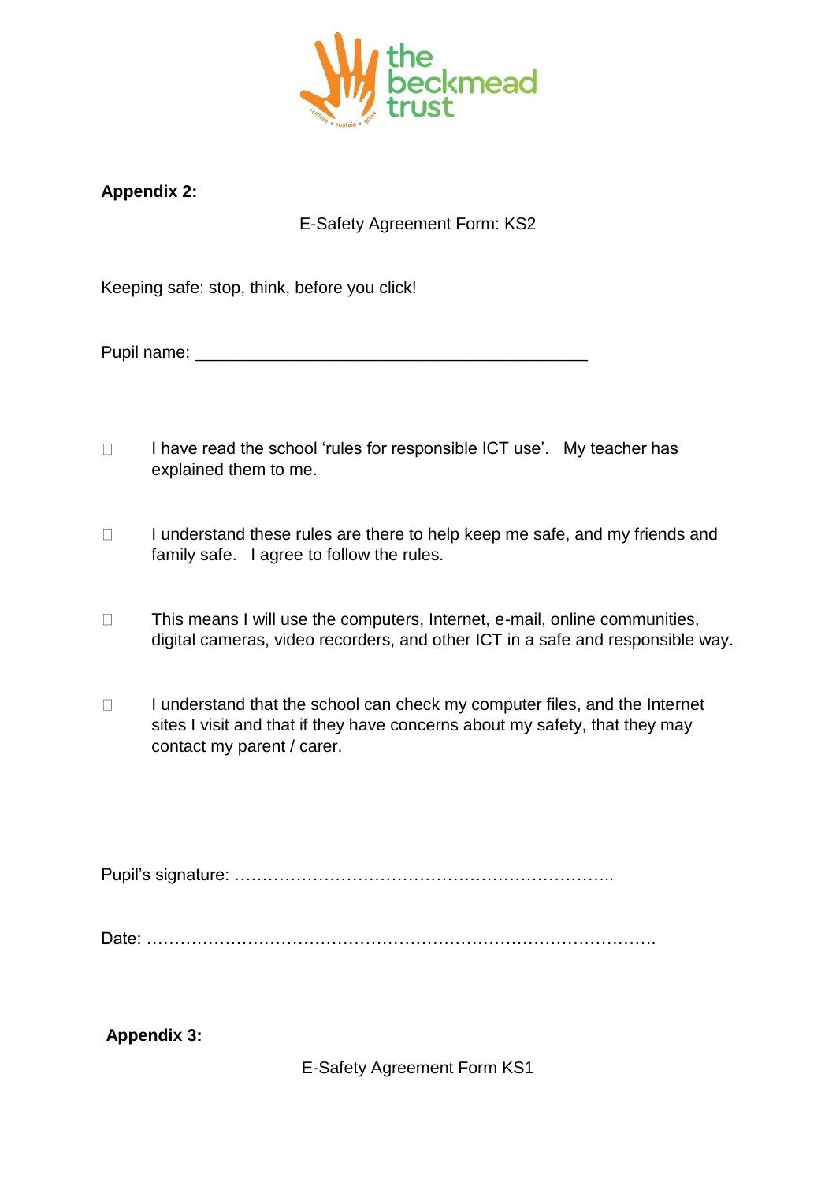**Appendix 2:**

E-Safety Agreement Form: KS2

Keeping safe: stop, think, before you click!

Pupil name: ___________________________________________

- ☐ I have read the school 'rules for responsible ICT use'. My teacher has explained them to me.

- ☐ I understand these rules are there to help keep me safe, and my friends and family safe. I agree to follow the rules.

- ☐ This means I will use the computers, Internet, e-mail, online communities, digital cameras, video recorders, and other ICT in a safe and responsible way.

- ☐ I understand that the school can check my computer files, and the Internet sites I visit and that if they have concerns about my safety, that they may contact my parent / carer.

Pupil's signature: …………………………………………………………..

Date: ……………………………………………………………………………….

**Appendix 3:**

E-Safety Agreement Form KS1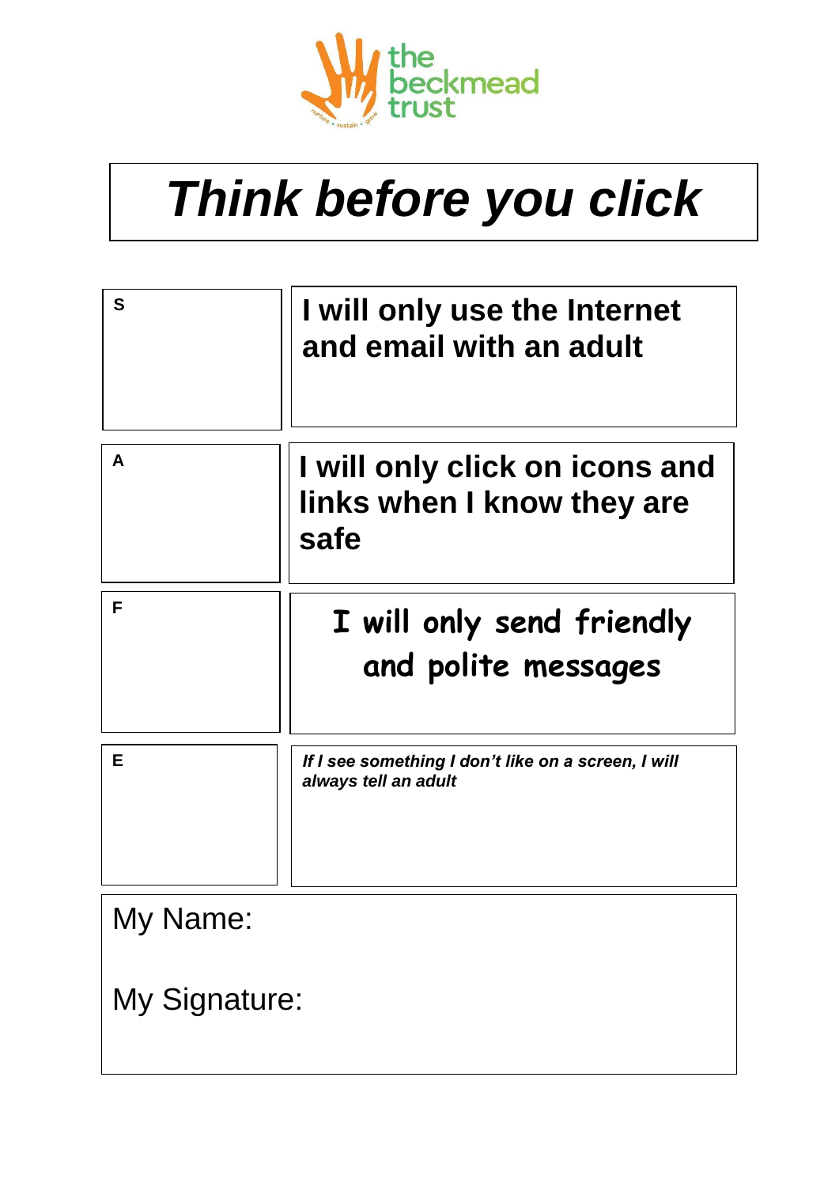# *Think before you click*

| S | I will only use the Internet and email with an adult |
|---|---|
| A | I will only click on icons and links when I know they are safe |
| F | I will only send friendly and polite messages |
| E | *If I see something I don't like on a screen, I will always tell an adult* |

My Name:

My Signature: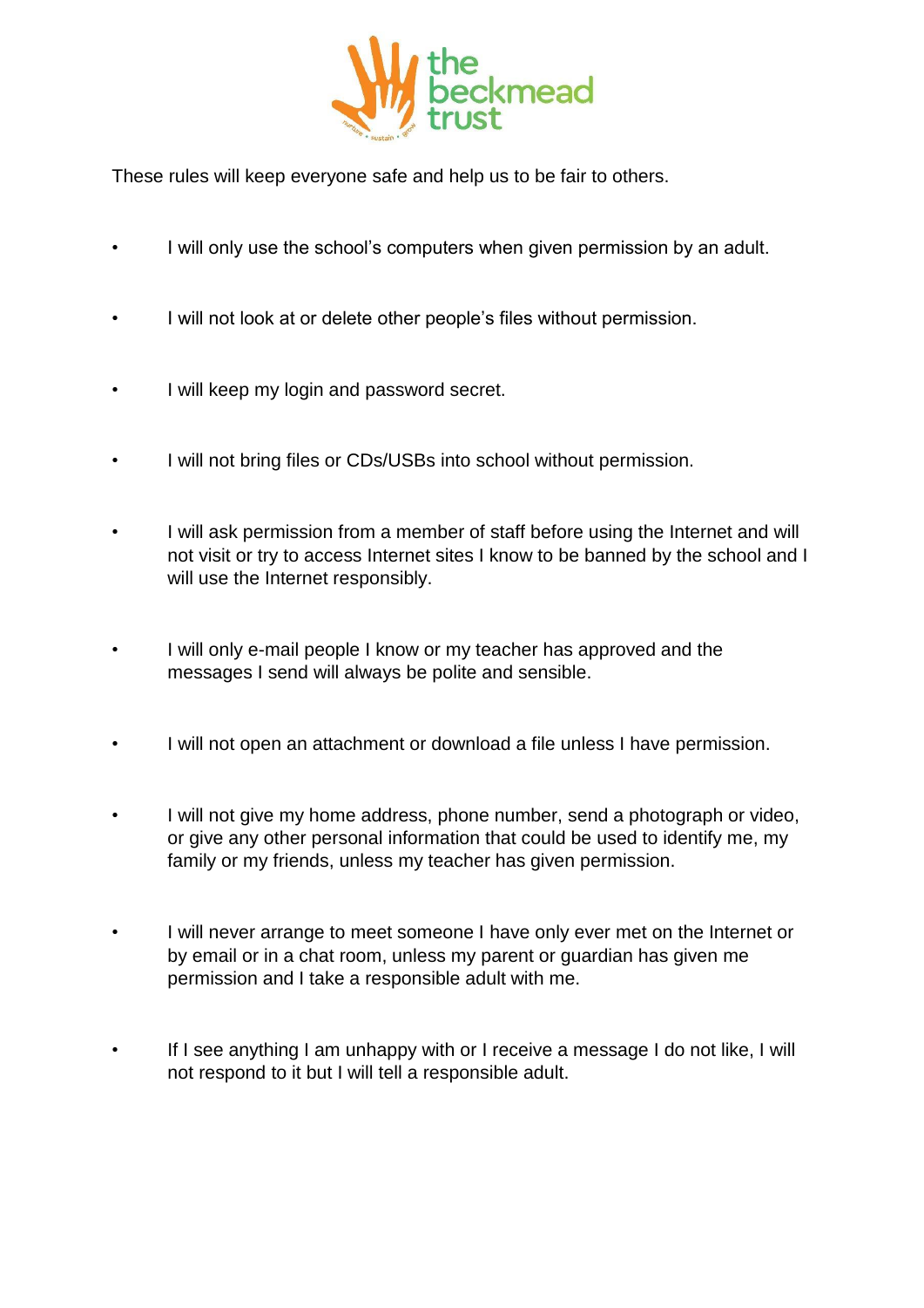These rules will keep everyone safe and help us to be fair to others.

- I will only use the school's computers when given permission by an adult.
- I will not look at or delete other people's files without permission.
- I will keep my login and password secret.
- I will not bring files or CDs/USBs into school without permission.
- I will ask permission from a member of staff before using the Internet and will not visit or try to access Internet sites I know to be banned by the school and I will use the Internet responsibly.
- I will only e-mail people I know or my teacher has approved and the messages I send will always be polite and sensible.
- I will not open an attachment or download a file unless I have permission.
- I will not give my home address, phone number, send a photograph or video, or give any other personal information that could be used to identify me, my family or my friends, unless my teacher has given permission.
- I will never arrange to meet someone I have only ever met on the Internet or by email or in a chat room, unless my parent or guardian has given me permission and I take a responsible adult with me.
- If I see anything I am unhappy with or I receive a message I do not like, I will not respond to it but I will tell a responsible adult.